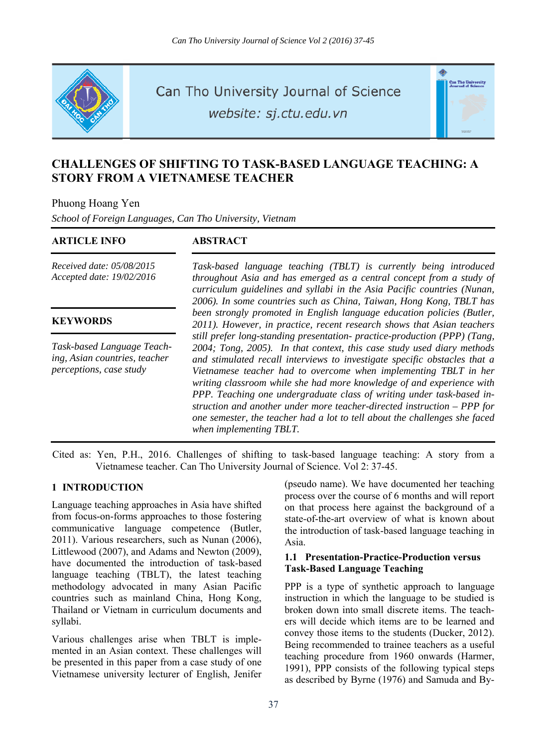# CHALLENGES OF SHIFTING TO TASK-BASED LANGUAGE TEACHING: A STORY FROM A VIETNAMESE TEACHER

Phuong Hoang Yen

*School of Foreign Languages, Can Tho University, Vietnam*

**ARTICLE INFO**

*Received date: 05/08/2015*
*Accepted date: 19/02/2016*

**KEYWORDS**

*Task-based Language Teaching, Asian countries, teacher perceptions, case study*

**ABSTRACT**

*Task-based language teaching (TBLT) is currently being introduced throughout Asia and has emerged as a central concept from a study of curriculum guidelines and syllabi in the Asia Pacific countries (Nunan, 2006). In some countries such as China, Taiwan, Hong Kong, TBLT has been strongly promoted in English language education policies (Butler, 2011). However, in practice, recent research shows that Asian teachers still prefer long-standing presentation- practice-production (PPP) (Tang, 2004; Tong, 2005). In that context, this case study used diary methods and stimulated recall interviews to investigate specific obstacles that a Vietnamese teacher had to overcome when implementing TBLT in her writing classroom while she had more knowledge of and experience with PPP. Teaching one undergraduate class of writing under task-based instruction and another under more teacher-directed instruction – PPP for one semester, the teacher had a lot to tell about the challenges she faced when implementing TBLT.*

Cited as: Yen, P.H., 2016. Challenges of shifting to task-based language teaching: A story from a Vietnamese teacher. Can Tho University Journal of Science. Vol 2: 37-45.

## 1 INTRODUCTION

Language teaching approaches in Asia have shifted from focus-on-forms approaches to those fostering communicative language competence (Butler, 2011). Various researchers, such as Nunan (2006), Littlewood (2007), and Adams and Newton (2009), have documented the introduction of task-based language teaching (TBLT), the latest teaching methodology advocated in many Asian Pacific countries such as mainland China, Hong Kong, Thailand or Vietnam in curriculum documents and syllabi.

Various challenges arise when TBLT is implemented in an Asian context. These challenges will be presented in this paper from a case study of one Vietnamese university lecturer of English, Jenifer (pseudo name). We have documented her teaching process over the course of 6 months and will report on that process here against the background of a state-of-the-art overview of what is known about the introduction of task-based language teaching in Asia.

### 1.1 Presentation-Practice-Production versus Task-Based Language Teaching

PPP is a type of synthetic approach to language instruction in which the language to be studied is broken down into small discrete items. The teachers will decide which items are to be learned and convey those items to the students (Ducker, 2012). Being recommended to trainee teachers as a useful teaching procedure from 1960 onwards (Harmer, 1991), PPP consists of the following typical steps as described by Byrne (1976) and Samuda and By-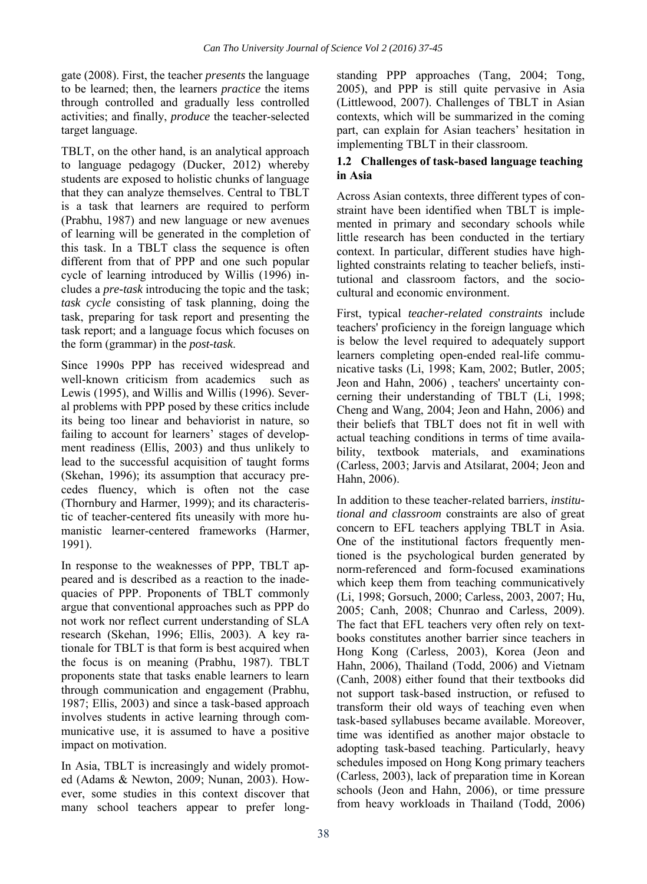gate (2008). First, the teacher *presents* the language to be learned; then, the learners *practice* the items through controlled and gradually less controlled activities; and finally, *produce* the teacher-selected target language.

TBLT, on the other hand, is an analytical approach to language pedagogy (Ducker, 2012) whereby students are exposed to holistic chunks of language that they can analyze themselves. Central to TBLT is a task that learners are required to perform (Prabhu, 1987) and new language or new avenues of learning will be generated in the completion of this task. In a TBLT class the sequence is often different from that of PPP and one such popular cycle of learning introduced by Willis (1996) includes a *pre-task* introducing the topic and the task; *task cycle* consisting of task planning, doing the task, preparing for task report and presenting the task report; and a language focus which focuses on the form (grammar) in the *post-task*.

Since 1990s PPP has received widespread and well-known criticism from academics such as Lewis (1995), and Willis and Willis (1996). Several problems with PPP posed by these critics include its being too linear and behaviorist in nature, so failing to account for learners' stages of development readiness (Ellis, 2003) and thus unlikely to lead to the successful acquisition of taught forms (Skehan, 1996); its assumption that accuracy precedes fluency, which is often not the case (Thornbury and Harmer, 1999); and its characteristic of teacher-centered fits uneasily with more humanistic learner-centered frameworks (Harmer, 1991).

In response to the weaknesses of PPP, TBLT appeared and is described as a reaction to the inadequacies of PPP. Proponents of TBLT commonly argue that conventional approaches such as PPP do not work nor reflect current understanding of SLA research (Skehan, 1996; Ellis, 2003). A key rationale for TBLT is that form is best acquired when the focus is on meaning (Prabhu, 1987). TBLT proponents state that tasks enable learners to learn through communication and engagement (Prabhu, 1987; Ellis, 2003) and since a task-based approach involves students in active learning through communicative use, it is assumed to have a positive impact on motivation.

In Asia, TBLT is increasingly and widely promoted (Adams & Newton, 2009; Nunan, 2003). However, some studies in this context discover that many school teachers appear to prefer long-standing PPP approaches (Tang, 2004; Tong, 2005), and PPP is still quite pervasive in Asia (Littlewood, 2007). Challenges of TBLT in Asian contexts, which will be summarized in the coming part, can explain for Asian teachers' hesitation in implementing TBLT in their classroom.

### 1.2 Challenges of task-based language teaching in Asia

Across Asian contexts, three different types of constraint have been identified when TBLT is implemented in primary and secondary schools while little research has been conducted in the tertiary context. In particular, different studies have highlighted constraints relating to teacher beliefs, institutional and classroom factors, and the socio-cultural and economic environment.

First, typical *teacher-related constraints* include teachers' proficiency in the foreign language which is below the level required to adequately support learners completing open-ended real-life communicative tasks (Li, 1998; Kam, 2002; Butler, 2005; Jeon and Hahn, 2006) , teachers' uncertainty concerning their understanding of TBLT (Li, 1998; Cheng and Wang, 2004; Jeon and Hahn, 2006) and their beliefs that TBLT does not fit in well with actual teaching conditions in terms of time availability, textbook materials, and examinations (Carless, 2003; Jarvis and Atsilarat, 2004; Jeon and Hahn, 2006).

In addition to these teacher-related barriers, *institutional and classroom* constraints are also of great concern to EFL teachers applying TBLT in Asia. One of the institutional factors frequently mentioned is the psychological burden generated by norm-referenced and form-focused examinations which keep them from teaching communicatively (Li, 1998; Gorsuch, 2000; Carless, 2003, 2007; Hu, 2005; Canh, 2008; Chunrao and Carless, 2009). The fact that EFL teachers very often rely on textbooks constitutes another barrier since teachers in Hong Kong (Carless, 2003), Korea (Jeon and Hahn, 2006), Thailand (Todd, 2006) and Vietnam (Canh, 2008) either found that their textbooks did not support task-based instruction, or refused to transform their old ways of teaching even when task-based syllabuses became available. Moreover, time was identified as another major obstacle to adopting task-based teaching. Particularly, heavy schedules imposed on Hong Kong primary teachers (Carless, 2003), lack of preparation time in Korean schools (Jeon and Hahn, 2006), or time pressure from heavy workloads in Thailand (Todd, 2006)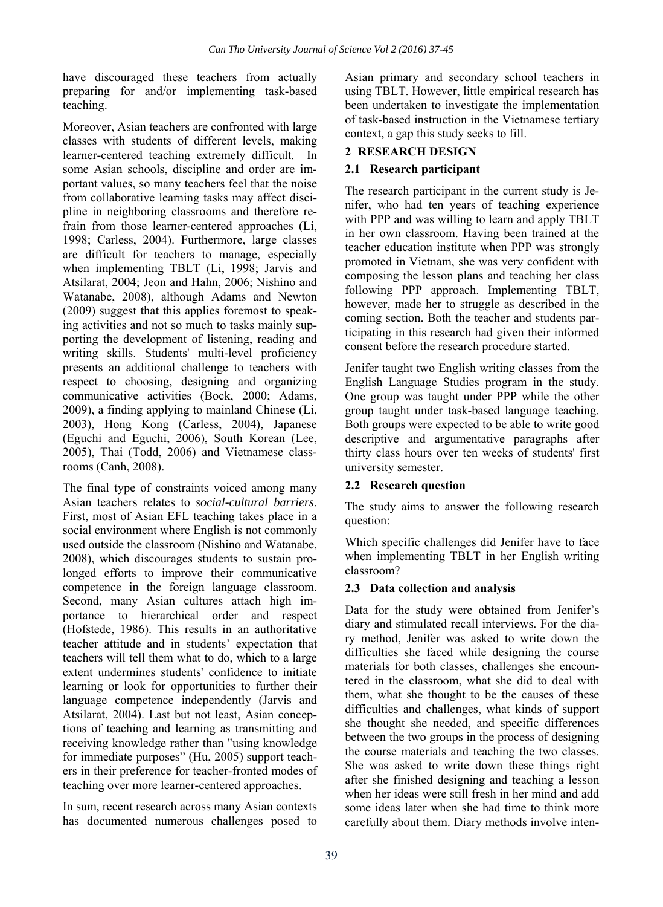have discouraged these teachers from actually preparing for and/or implementing task-based teaching.

Moreover, Asian teachers are confronted with large classes with students of different levels, making learner-centered teaching extremely difficult. In some Asian schools, discipline and order are important values, so many teachers feel that the noise from collaborative learning tasks may affect discipline in neighboring classrooms and therefore refrain from those learner-centered approaches (Li, 1998; Carless, 2004). Furthermore, large classes are difficult for teachers to manage, especially when implementing TBLT (Li, 1998; Jarvis and Atsilarat, 2004; Jeon and Hahn, 2006; Nishino and Watanabe, 2008), although Adams and Newton (2009) suggest that this applies foremost to speaking activities and not so much to tasks mainly supporting the development of listening, reading and writing skills. Students' multi-level proficiency presents an additional challenge to teachers with respect to choosing, designing and organizing communicative activities (Bock, 2000; Adams, 2009), a finding applying to mainland Chinese (Li, 2003), Hong Kong (Carless, 2004), Japanese (Eguchi and Eguchi, 2006), South Korean (Lee, 2005), Thai (Todd, 2006) and Vietnamese classrooms (Canh, 2008).

The final type of constraints voiced among many Asian teachers relates to *social-cultural barriers*. First, most of Asian EFL teaching takes place in a social environment where English is not commonly used outside the classroom (Nishino and Watanabe, 2008), which discourages students to sustain prolonged efforts to improve their communicative competence in the foreign language classroom. Second, many Asian cultures attach high importance to hierarchical order and respect (Hofstede, 1986). This results in an authoritative teacher attitude and in students' expectation that teachers will tell them what to do, which to a large extent undermines students' confidence to initiate learning or look for opportunities to further their language competence independently (Jarvis and Atsilarat, 2004). Last but not least, Asian conceptions of teaching and learning as transmitting and receiving knowledge rather than "using knowledge for immediate purposes" (Hu, 2005) support teachers in their preference for teacher-fronted modes of teaching over more learner-centered approaches.

In sum, recent research across many Asian contexts has documented numerous challenges posed to Asian primary and secondary school teachers in using TBLT. However, little empirical research has been undertaken to investigate the implementation of task-based instruction in the Vietnamese tertiary context, a gap this study seeks to fill.

## 2 RESEARCH DESIGN

### 2.1 Research participant

The research participant in the current study is Jenifer, who had ten years of teaching experience with PPP and was willing to learn and apply TBLT in her own classroom. Having been trained at the teacher education institute when PPP was strongly promoted in Vietnam, she was very confident with composing the lesson plans and teaching her class following PPP approach. Implementing TBLT, however, made her to struggle as described in the coming section. Both the teacher and students participating in this research had given their informed consent before the research procedure started.

Jenifer taught two English writing classes from the English Language Studies program in the study. One group was taught under PPP while the other group taught under task-based language teaching. Both groups were expected to be able to write good descriptive and argumentative paragraphs after thirty class hours over ten weeks of students' first university semester.

### 2.2 Research question

The study aims to answer the following research question:

Which specific challenges did Jenifer have to face when implementing TBLT in her English writing classroom?

### 2.3 Data collection and analysis

Data for the study were obtained from Jenifer's diary and stimulated recall interviews. For the diary method, Jenifer was asked to write down the difficulties she faced while designing the course materials for both classes, challenges she encountered in the classroom, what she did to deal with them, what she thought to be the causes of these difficulties and challenges, what kinds of support she thought she needed, and specific differences between the two groups in the process of designing the course materials and teaching the two classes. She was asked to write down these things right after she finished designing and teaching a lesson when her ideas were still fresh in her mind and add some ideas later when she had time to think more carefully about them. Diary methods involve inten-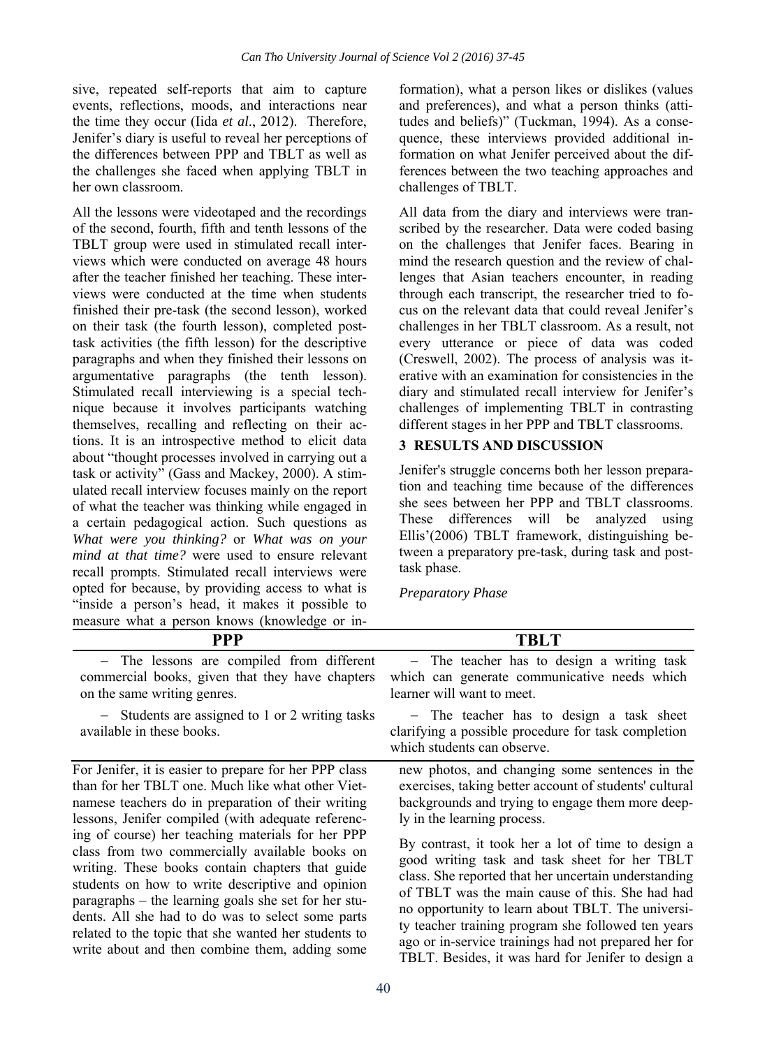sive, repeated self-reports that aim to capture events, reflections, moods, and interactions near the time they occur (Iida *et al*., 2012). Therefore, Jenifer's diary is useful to reveal her perceptions of the differences between PPP and TBLT as well as the challenges she faced when applying TBLT in her own classroom.

All the lessons were videotaped and the recordings of the second, fourth, fifth and tenth lessons of the TBLT group were used in stimulated recall interviews which were conducted on average 48 hours after the teacher finished her teaching. These interviews were conducted at the time when students finished their pre-task (the second lesson), worked on their task (the fourth lesson), completed post-task activities (the fifth lesson) for the descriptive paragraphs and when they finished their lessons on argumentative paragraphs (the tenth lesson). Stimulated recall interviewing is a special technique because it involves participants watching themselves, recalling and reflecting on their actions. It is an introspective method to elicit data about "thought processes involved in carrying out a task or activity" (Gass and Mackey, 2000). A stimulated recall interview focuses mainly on the report of what the teacher was thinking while engaged in a certain pedagogical action. Such questions as *What were you thinking?* or *What was on your mind at that time?* were used to ensure relevant recall prompts. Stimulated recall interviews were opted for because, by providing access to what is "inside a person's head, it makes it possible to measure what a person knows (knowledge or information), what a person likes or dislikes (values and preferences), and what a person thinks (attitudes and beliefs)" (Tuckman, 1994). As a consequence, these interviews provided additional information on what Jenifer perceived about the differences between the two teaching approaches and challenges of TBLT.

All data from the diary and interviews were transcribed by the researcher. Data were coded basing on the challenges that Jenifer faces. Bearing in mind the research question and the review of challenges that Asian teachers encounter, in reading through each transcript, the researcher tried to focus on the relevant data that could reveal Jenifer's challenges in her TBLT classroom. As a result, not every utterance or piece of data was coded (Creswell, 2002). The process of analysis was iterative with an examination for consistencies in the diary and stimulated recall interview for Jenifer's challenges of implementing TBLT in contrasting different stages in her PPP and TBLT classrooms.

## 3 RESULTS AND DISCUSSION

Jenifer's struggle concerns both her lesson preparation and teaching time because of the differences she sees between her PPP and TBLT classrooms. These differences will be analyzed using Ellis'(2006) TBLT framework, distinguishing between a preparatory pre-task, during task and post-task phase.

*Preparatory Phase*

| PPP | TBLT |
|---|---|
| – The lessons are compiled from different commercial books, given that they have chapters on the same writing genres. | – The teacher has to design a writing task which can generate communicative needs which learner will want to meet. |
| – Students are assigned to 1 or 2 writing tasks available in these books. | – The teacher has to design a task sheet clarifying a possible procedure for task completion which students can observe. |

For Jenifer, it is easier to prepare for her PPP class than for her TBLT one. Much like what other Vietnamese teachers do in preparation of their writing lessons, Jenifer compiled (with adequate referencing of course) her teaching materials for her PPP class from two commercially available books on writing. These books contain chapters that guide students on how to write descriptive and opinion paragraphs – the learning goals she set for her students. All she had to do was to select some parts related to the topic that she wanted her students to write about and then combine them, adding some new photos, and changing some sentences in the exercises, taking better account of students' cultural backgrounds and trying to engage them more deeply in the learning process.

By contrast, it took her a lot of time to design a good writing task and task sheet for her TBLT class. She reported that her uncertain understanding of TBLT was the main cause of this. She had had no opportunity to learn about TBLT. The university teacher training program she followed ten years ago or in-service trainings had not prepared her for TBLT. Besides, it was hard for Jenifer to design a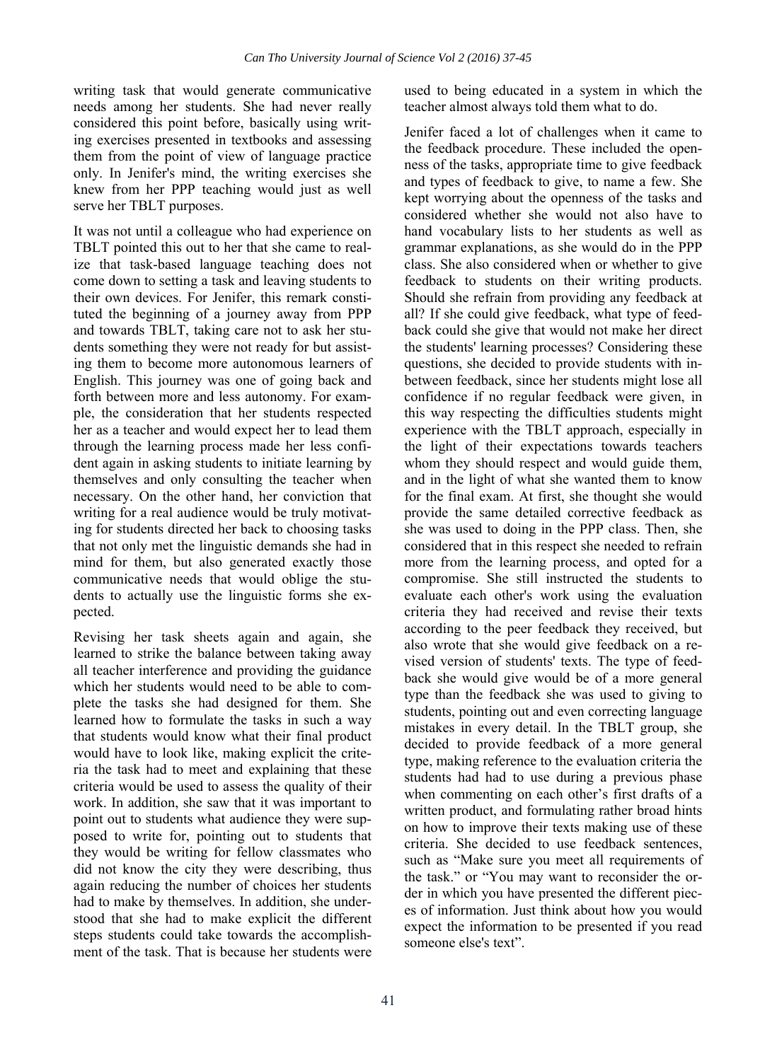writing task that would generate communicative needs among her students. She had never really considered this point before, basically using writing exercises presented in textbooks and assessing them from the point of view of language practice only. In Jenifer's mind, the writing exercises she knew from her PPP teaching would just as well serve her TBLT purposes.

It was not until a colleague who had experience on TBLT pointed this out to her that she came to realize that task-based language teaching does not come down to setting a task and leaving students to their own devices. For Jenifer, this remark constituted the beginning of a journey away from PPP and towards TBLT, taking care not to ask her students something they were not ready for but assisting them to become more autonomous learners of English. This journey was one of going back and forth between more and less autonomy. For example, the consideration that her students respected her as a teacher and would expect her to lead them through the learning process made her less confident again in asking students to initiate learning by themselves and only consulting the teacher when necessary. On the other hand, her conviction that writing for a real audience would be truly motivating for students directed her back to choosing tasks that not only met the linguistic demands she had in mind for them, but also generated exactly those communicative needs that would oblige the students to actually use the linguistic forms she expected.

Revising her task sheets again and again, she learned to strike the balance between taking away all teacher interference and providing the guidance which her students would need to be able to complete the tasks she had designed for them. She learned how to formulate the tasks in such a way that students would know what their final product would have to look like, making explicit the criteria the task had to meet and explaining that these criteria would be used to assess the quality of their work. In addition, she saw that it was important to point out to students what audience they were supposed to write for, pointing out to students that they would be writing for fellow classmates who did not know the city they were describing, thus again reducing the number of choices her students had to make by themselves. In addition, she understood that she had to make explicit the different steps students could take towards the accomplishment of the task. That is because her students were used to being educated in a system in which the teacher almost always told them what to do.

Jenifer faced a lot of challenges when it came to the feedback procedure. These included the openness of the tasks, appropriate time to give feedback and types of feedback to give, to name a few. She kept worrying about the openness of the tasks and considered whether she would not also have to hand vocabulary lists to her students as well as grammar explanations, as she would do in the PPP class. She also considered when or whether to give feedback to students on their writing products. Should she refrain from providing any feedback at all? If she could give feedback, what type of feedback could she give that would not make her direct the students' learning processes? Considering these questions, she decided to provide students with in-between feedback, since her students might lose all confidence if no regular feedback were given, in this way respecting the difficulties students might experience with the TBLT approach, especially in the light of their expectations towards teachers whom they should respect and would guide them, and in the light of what she wanted them to know for the final exam. At first, she thought she would provide the same detailed corrective feedback as she was used to doing in the PPP class. Then, she considered that in this respect she needed to refrain more from the learning process, and opted for a compromise. She still instructed the students to evaluate each other's work using the evaluation criteria they had received and revise their texts according to the peer feedback they received, but also wrote that she would give feedback on a revised version of students' texts. The type of feedback she would give would be of a more general type than the feedback she was used to giving to students, pointing out and even correcting language mistakes in every detail. In the TBLT group, she decided to provide feedback of a more general type, making reference to the evaluation criteria the students had had to use during a previous phase when commenting on each other's first drafts of a written product, and formulating rather broad hints on how to improve their texts making use of these criteria. She decided to use feedback sentences, such as "Make sure you meet all requirements of the task." or "You may want to reconsider the order in which you have presented the different pieces of information. Just think about how you would expect the information to be presented if you read someone else's text".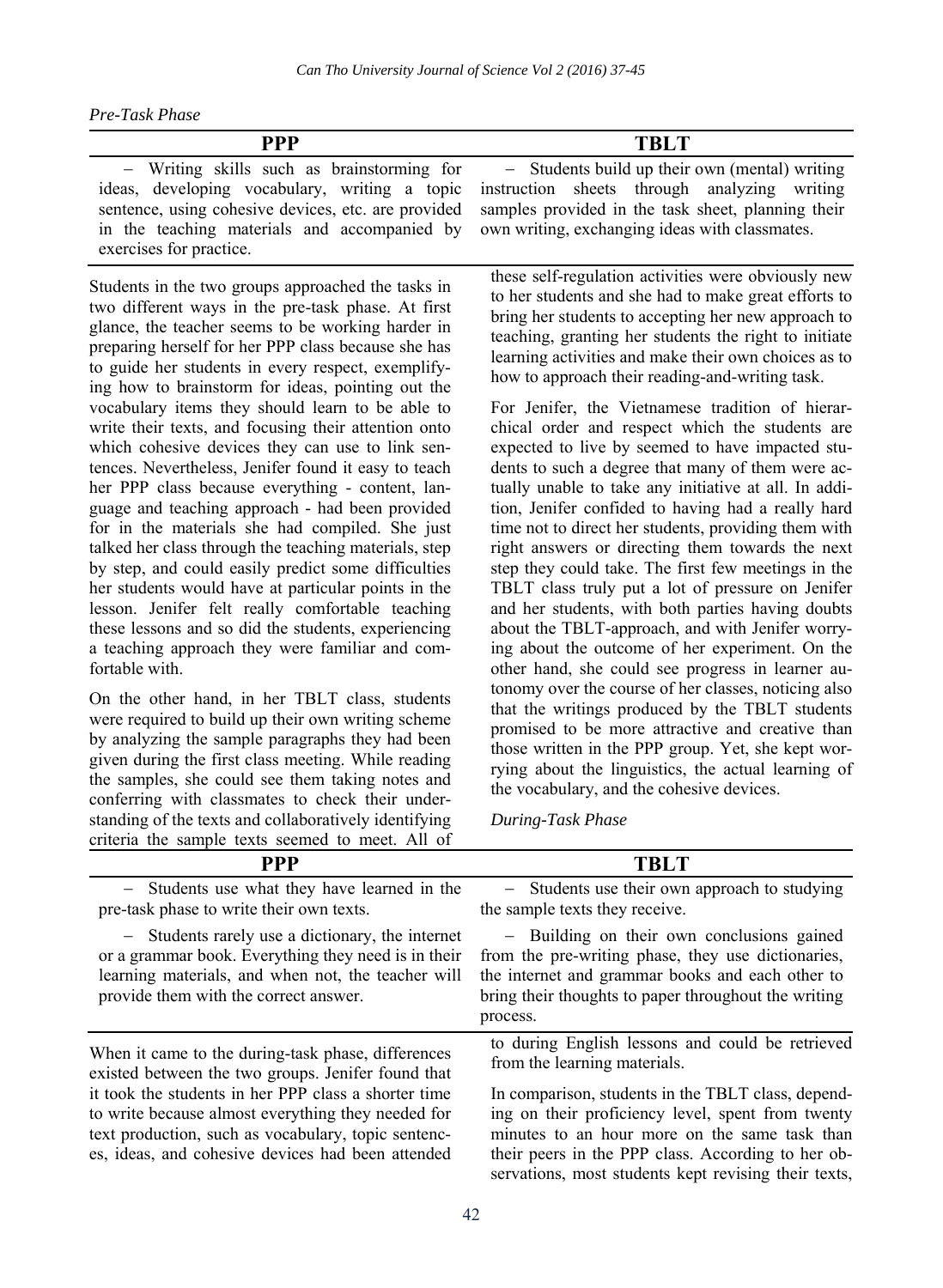*Pre-Task Phase*

| PPP | TBLT |
|---|---|
| − Writing skills such as brainstorming for ideas, developing vocabulary, writing a topic sentence, using cohesive devices, etc. are provided in the teaching materials and accompanied by exercises for practice. | − Students build up their own (mental) writing instruction sheets through analyzing writing samples provided in the task sheet, planning their own writing, exchanging ideas with classmates. |

Students in the two groups approached the tasks in two different ways in the pre-task phase. At first glance, the teacher seems to be working harder in preparing herself for her PPP class because she has to guide her students in every respect, exemplifying how to brainstorm for ideas, pointing out the vocabulary items they should learn to be able to write their texts, and focusing their attention onto which cohesive devices they can use to link sentences. Nevertheless, Jenifer found it easy to teach her PPP class because everything - content, language and teaching approach - had been provided for in the materials she had compiled. She just talked her class through the teaching materials, step by step, and could easily predict some difficulties her students would have at particular points in the lesson. Jenifer felt really comfortable teaching these lessons and so did the students, experiencing a teaching approach they were familiar and comfortable with.

On the other hand, in her TBLT class, students were required to build up their own writing scheme by analyzing the sample paragraphs they had been given during the first class meeting. While reading the samples, she could see them taking notes and conferring with classmates to check their understanding of the texts and collaboratively identifying criteria the sample texts seemed to meet. All of these self-regulation activities were obviously new to her students and she had to make great efforts to bring her students to accepting her new approach to teaching, granting her students the right to initiate learning activities and make their own choices as to how to approach their reading-and-writing task.

For Jenifer, the Vietnamese tradition of hierarchical order and respect which the students are expected to live by seemed to have impacted students to such a degree that many of them were actually unable to take any initiative at all. In addition, Jenifer confided to having had a really hard time not to direct her students, providing them with right answers or directing them towards the next step they could take. The first few meetings in the TBLT class truly put a lot of pressure on Jenifer and her students, with both parties having doubts about the TBLT-approach, and with Jenifer worrying about the outcome of her experiment. On the other hand, she could see progress in learner autonomy over the course of her classes, noticing also that the writings produced by the TBLT students promised to be more attractive and creative than those written in the PPP group. Yet, she kept worrying about the linguistics, the actual learning of the vocabulary, and the cohesive devices.

*During-Task Phase*

| PPP | TBLT |
|---|---|
| − Students use what they have learned in the pre-task phase to write their own texts.<br>− Students rarely use a dictionary, the internet or a grammar book. Everything they need is in their learning materials, and when not, the teacher will provide them with the correct answer. | − Students use their own approach to studying the sample texts they receive.<br>− Building on their own conclusions gained from the pre-writing phase, they use dictionaries, the internet and grammar books and each other to bring their thoughts to paper throughout the writing process. |

When it came to the during-task phase, differences existed between the two groups. Jenifer found that it took the students in her PPP class a shorter time to write because almost everything they needed for text production, such as vocabulary, topic sentences, ideas, and cohesive devices had been attended to during English lessons and could be retrieved from the learning materials.

In comparison, students in the TBLT class, depending on their proficiency level, spent from twenty minutes to an hour more on the same task than their peers in the PPP class. According to her observations, most students kept revising their texts,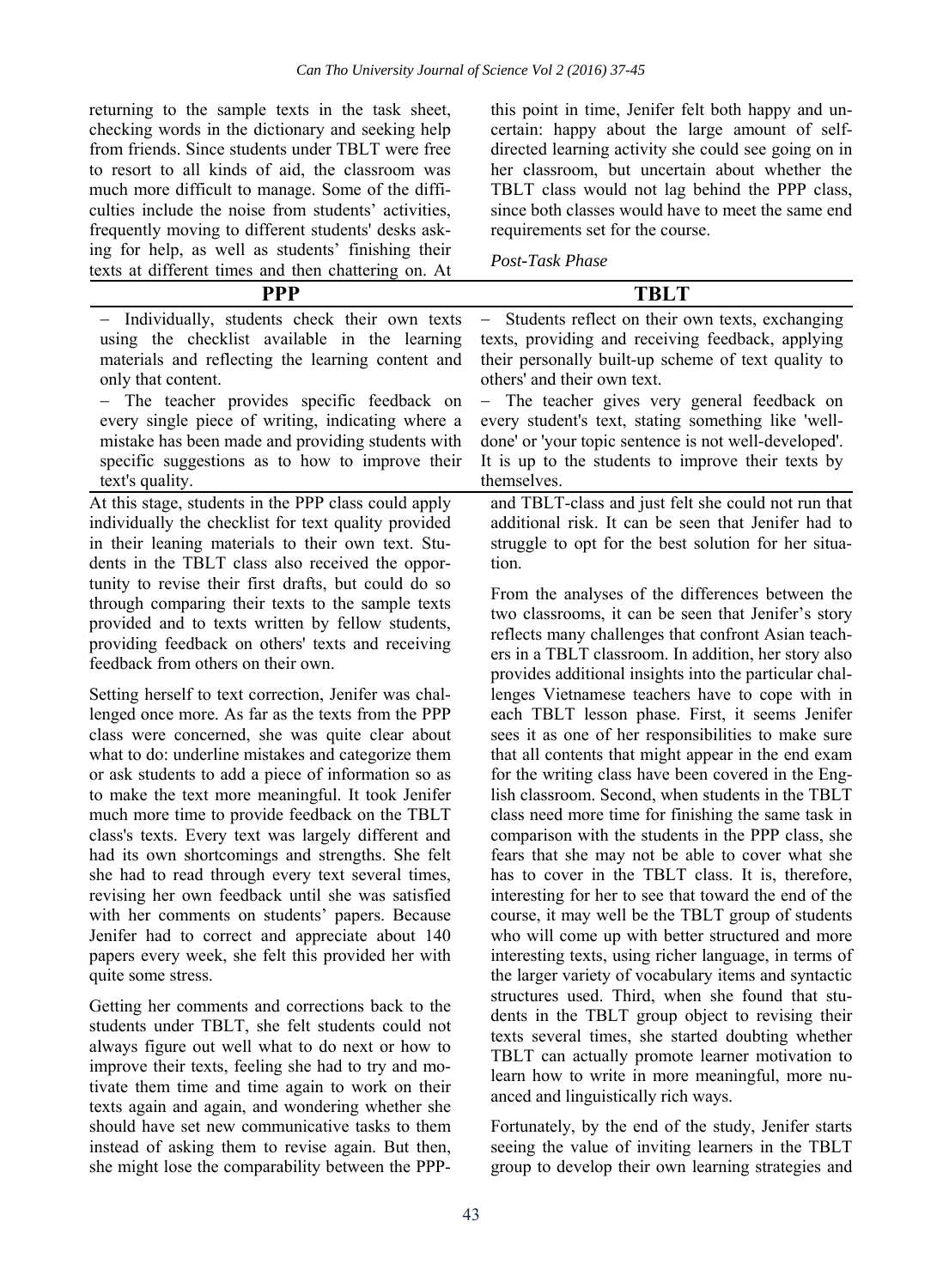returning to the sample texts in the task sheet, checking words in the dictionary and seeking help from friends. Since students under TBLT were free to resort to all kinds of aid, the classroom was much more difficult to manage. Some of the difficulties include the noise from students' activities, frequently moving to different students' desks asking for help, as well as students' finishing their texts at different times and then chattering on. At this point in time, Jenifer felt both happy and uncertain: happy about the large amount of self-directed learning activity she could see going on in her classroom, but uncertain about whether the TBLT class would not lag behind the PPP class, since both classes would have to meet the same end requirements set for the course.

*Post-Task Phase*

| PPP | TBLT |
|---|---|
| – Individually, students check their own texts using the checklist available in the learning materials and reflecting the learning content and only that content.<br>– The teacher provides specific feedback on every single piece of writing, indicating where a mistake has been made and providing students with specific suggestions as to how to improve their text's quality. | – Students reflect on their own texts, exchanging texts, providing and receiving feedback, applying their personally built-up scheme of text quality to others' and their own text.<br>– The teacher gives very general feedback on every student's text, stating something like 'well-done' or 'your topic sentence is not well-developed'. It is up to the students to improve their texts by themselves. |

At this stage, students in the PPP class could apply individually the checklist for text quality provided in their leaning materials to their own text. Students in the TBLT class also received the opportunity to revise their first drafts, but could do so through comparing their texts to the sample texts provided and to texts written by fellow students, providing feedback on others' texts and receiving feedback from others on their own.

Setting herself to text correction, Jenifer was challenged once more. As far as the texts from the PPP class were concerned, she was quite clear about what to do: underline mistakes and categorize them or ask students to add a piece of information so as to make the text more meaningful. It took Jenifer much more time to provide feedback on the TBLT class's texts. Every text was largely different and had its own shortcomings and strengths. She felt she had to read through every text several times, revising her own feedback until she was satisfied with her comments on students' papers. Because Jenifer had to correct and appreciate about 140 papers every week, she felt this provided her with quite some stress.

Getting her comments and corrections back to the students under TBLT, she felt students could not always figure out well what to do next or how to improve their texts, feeling she had to try and motivate them time and time again to work on their texts again and again, and wondering whether she should have set new communicative tasks to them instead of asking them to revise again. But then, she might lose the comparability between the PPP- and TBLT-class and just felt she could not run that additional risk. It can be seen that Jenifer had to struggle to opt for the best solution for her situation.

From the analyses of the differences between the two classrooms, it can be seen that Jenifer's story reflects many challenges that confront Asian teachers in a TBLT classroom. In addition, her story also provides additional insights into the particular challenges Vietnamese teachers have to cope with in each TBLT lesson phase. First, it seems Jenifer sees it as one of her responsibilities to make sure that all contents that might appear in the end exam for the writing class have been covered in the English classroom. Second, when students in the TBLT class need more time for finishing the same task in comparison with the students in the PPP class, she fears that she may not be able to cover what she has to cover in the TBLT class. It is, therefore, interesting for her to see that toward the end of the course, it may well be the TBLT group of students who will come up with better structured and more interesting texts, using richer language, in terms of the larger variety of vocabulary items and syntactic structures used. Third, when she found that students in the TBLT group object to revising their texts several times, she started doubting whether TBLT can actually promote learner motivation to learn how to write in more meaningful, more nuanced and linguistically rich ways.

Fortunately, by the end of the study, Jenifer starts seeing the value of inviting learners in the TBLT group to develop their own learning strategies and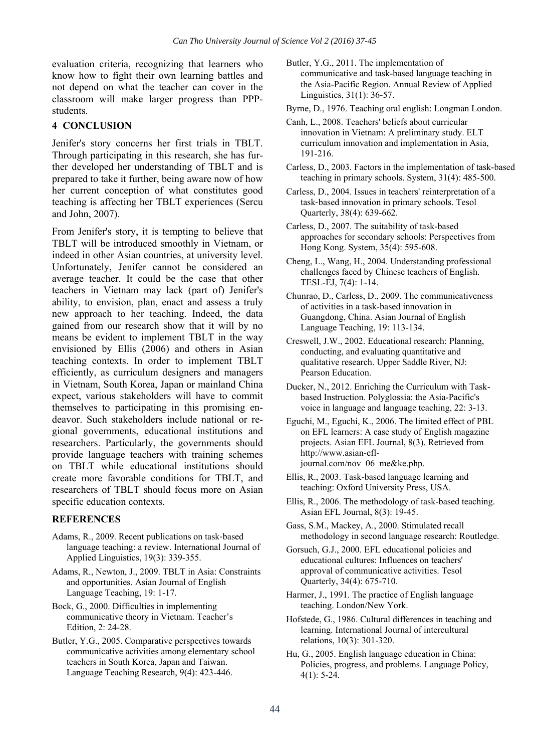evaluation criteria, recognizing that learners who know how to fight their own learning battles and not depend on what the teacher can cover in the classroom will make larger progress than PPP-students.

## 4 CONCLUSION

Jenifer's story concerns her first trials in TBLT. Through participating in this research, she has further developed her understanding of TBLT and is prepared to take it further, being aware now of how her current conception of what constitutes good teaching is affecting her TBLT experiences (Sercu and John, 2007).

From Jenifer's story, it is tempting to believe that TBLT will be introduced smoothly in Vietnam, or indeed in other Asian countries, at university level. Unfortunately, Jenifer cannot be considered an average teacher. It could be the case that other teachers in Vietnam may lack (part of) Jenifer's ability, to envision, plan, enact and assess a truly new approach to her teaching. Indeed, the data gained from our research show that it will by no means be evident to implement TBLT in the way envisioned by Ellis (2006) and others in Asian teaching contexts. In order to implement TBLT efficiently, as curriculum designers and managers in Vietnam, South Korea, Japan or mainland China expect, various stakeholders will have to commit themselves to participating in this promising endeavor. Such stakeholders include national or regional governments, educational institutions and researchers. Particularly, the governments should provide language teachers with training schemes on TBLT while educational institutions should create more favorable conditions for TBLT, and researchers of TBLT should focus more on Asian specific education contexts.

## REFERENCES

Adams, R., 2009. Recent publications on task-based language teaching: a review. International Journal of Applied Linguistics, 19(3): 339-355.

Adams, R., Newton, J., 2009. TBLT in Asia: Constraints and opportunities. Asian Journal of English Language Teaching, 19: 1-17.

Bock, G., 2000. Difficulties in implementing communicative theory in Vietnam. Teacher's Edition, 2: 24-28.

Butler, Y.G., 2005. Comparative perspectives towards communicative activities among elementary school teachers in South Korea, Japan and Taiwan. Language Teaching Research, 9(4): 423-446.

Butler, Y.G., 2011. The implementation of communicative and task-based language teaching in the Asia-Pacific Region. Annual Review of Applied Linguistics, 31(1): 36-57.

Byrne, D., 1976. Teaching oral english: Longman London.

Canh, L., 2008. Teachers' beliefs about curricular innovation in Vietnam: A preliminary study. ELT curriculum innovation and implementation in Asia, 191-216.

Carless, D., 2003. Factors in the implementation of task-based teaching in primary schools. System, 31(4): 485-500.

Carless, D., 2004. Issues in teachers' reinterpretation of a task-based innovation in primary schools. Tesol Quarterly, 38(4): 639-662.

Carless, D., 2007. The suitability of task-based approaches for secondary schools: Perspectives from Hong Kong. System, 35(4): 595-608.

Cheng, L., Wang, H., 2004. Understanding professional challenges faced by Chinese teachers of English. TESL-EJ, 7(4): 1-14.

Chunrao, D., Carless, D., 2009. The communicativeness of activities in a task-based innovation in Guangdong, China. Asian Journal of English Language Teaching, 19: 113-134.

Creswell, J.W., 2002. Educational research: Planning, conducting, and evaluating quantitative and qualitative research. Upper Saddle River, NJ: Pearson Education.

Ducker, N., 2012. Enriching the Curriculum with Task-based Instruction. Polyglossia: the Asia-Pacific's voice in language and language teaching, 22: 3-13.

Eguchi, M., Eguchi, K., 2006. The limited effect of PBL on EFL learners: A case study of English magazine projects. Asian EFL Journal, 8(3). Retrieved from http://www.asian-efl-journal.com/nov_06_me&ke.php.

Ellis, R., 2003. Task-based language learning and teaching: Oxford University Press, USA.

Ellis, R., 2006. The methodology of task-based teaching. Asian EFL Journal, 8(3): 19-45.

Gass, S.M., Mackey, A., 2000. Stimulated recall methodology in second language research: Routledge.

Gorsuch, G.J., 2000. EFL educational policies and educational cultures: Influences on teachers' approval of communicative activities. Tesol Quarterly, 34(4): 675-710.

Harmer, J., 1991. The practice of English language teaching. London/New York.

Hofstede, G., 1986. Cultural differences in teaching and learning. International Journal of intercultural relations, 10(3): 301-320.

Hu, G., 2005. English language education in China: Policies, progress, and problems. Language Policy, 4(1): 5-24.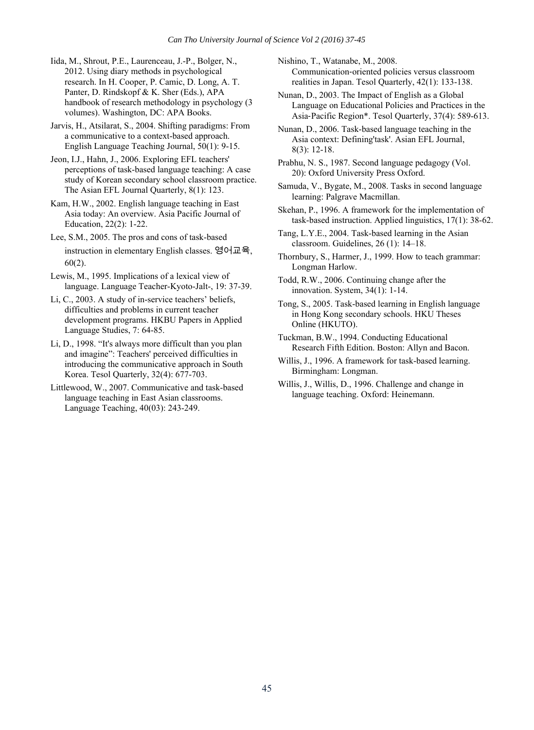Iida, M., Shrout, P.E., Laurenceau, J.-P., Bolger, N., 2012. Using diary methods in psychological research. In H. Cooper, P. Camic, D. Long, A. T. Panter, D. Rindskopf & K. Sher (Eds.), APA handbook of research methodology in psychology (3 volumes). Washington, DC: APA Books.

Jarvis, H., Atsilarat, S., 2004. Shifting paradigms: From a communicative to a context-based approach. English Language Teaching Journal, 50(1): 9-15.

Jeon, I.J., Hahn, J., 2006. Exploring EFL teachers' perceptions of task-based language teaching: A case study of Korean secondary school classroom practice. The Asian EFL Journal Quarterly, 8(1): 123.

Kam, H.W., 2002. English language teaching in East Asia today: An overview. Asia Pacific Journal of Education, 22(2): 1-22.

Lee, S.M., 2005. The pros and cons of task-based instruction in elementary English classes. 영어교육, 60(2).

Lewis, M., 1995. Implications of a lexical view of language. Language Teacher-Kyoto-Jalt-, 19: 37-39.

Li, C., 2003. A study of in-service teachers' beliefs, difficulties and problems in current teacher development programs. HKBU Papers in Applied Language Studies, 7: 64-85.

Li, D., 1998. "It's always more difficult than you plan and imagine": Teachers' perceived difficulties in introducing the communicative approach in South Korea. Tesol Quarterly, 32(4): 677-703.

Littlewood, W., 2007. Communicative and task-based language teaching in East Asian classrooms. Language Teaching, 40(03): 243-249.

Nishino, T., Watanabe, M., 2008. Communication-oriented policies versus classroom realities in Japan. Tesol Quarterly, 42(1): 133-138.

Nunan, D., 2003. The Impact of English as a Global Language on Educational Policies and Practices in the Asia-Pacific Region*. Tesol Quarterly, 37(4): 589-613.

Nunan, D., 2006. Task-based language teaching in the Asia context: Defining'task'. Asian EFL Journal, 8(3): 12-18.

Prabhu, N. S., 1987. Second language pedagogy (Vol. 20): Oxford University Press Oxford.

Samuda, V., Bygate, M., 2008. Tasks in second language learning: Palgrave Macmillan.

Skehan, P., 1996. A framework for the implementation of task-based instruction. Applied linguistics, 17(1): 38-62.

Tang, L.Y.E., 2004. Task-based learning in the Asian classroom. Guidelines, 26 (1): 14–18.

Thornbury, S., Harmer, J., 1999. How to teach grammar: Longman Harlow.

Todd, R.W., 2006. Continuing change after the innovation. System, 34(1): 1-14.

Tong, S., 2005. Task-based learning in English language in Hong Kong secondary schools. HKU Theses Online (HKUTO).

Tuckman, B.W., 1994. Conducting Educational Research Fifth Edition. Boston: Allyn and Bacon.

Willis, J., 1996. A framework for task-based learning. Birmingham: Longman.

Willis, J., Willis, D., 1996. Challenge and change in language teaching. Oxford: Heinemann.